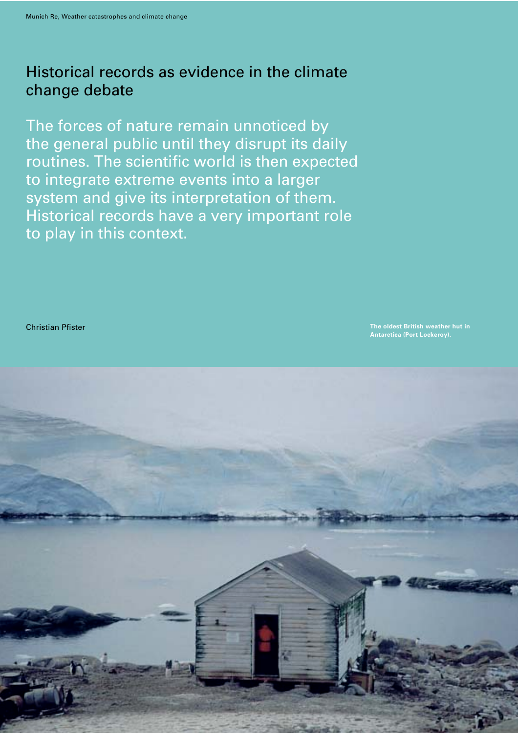# Historical records as evidence in the climate change debate

The forces of nature remain unnoticed by the general public until they disrupt its daily routines. The scientific world is then expected to integrate extreme events into a larger system and give its interpretation of them. Historical records have a very important role to play in this context.

Christian Pfister

**The oldest British weather hut in Antarctica (Port Lockeroy).**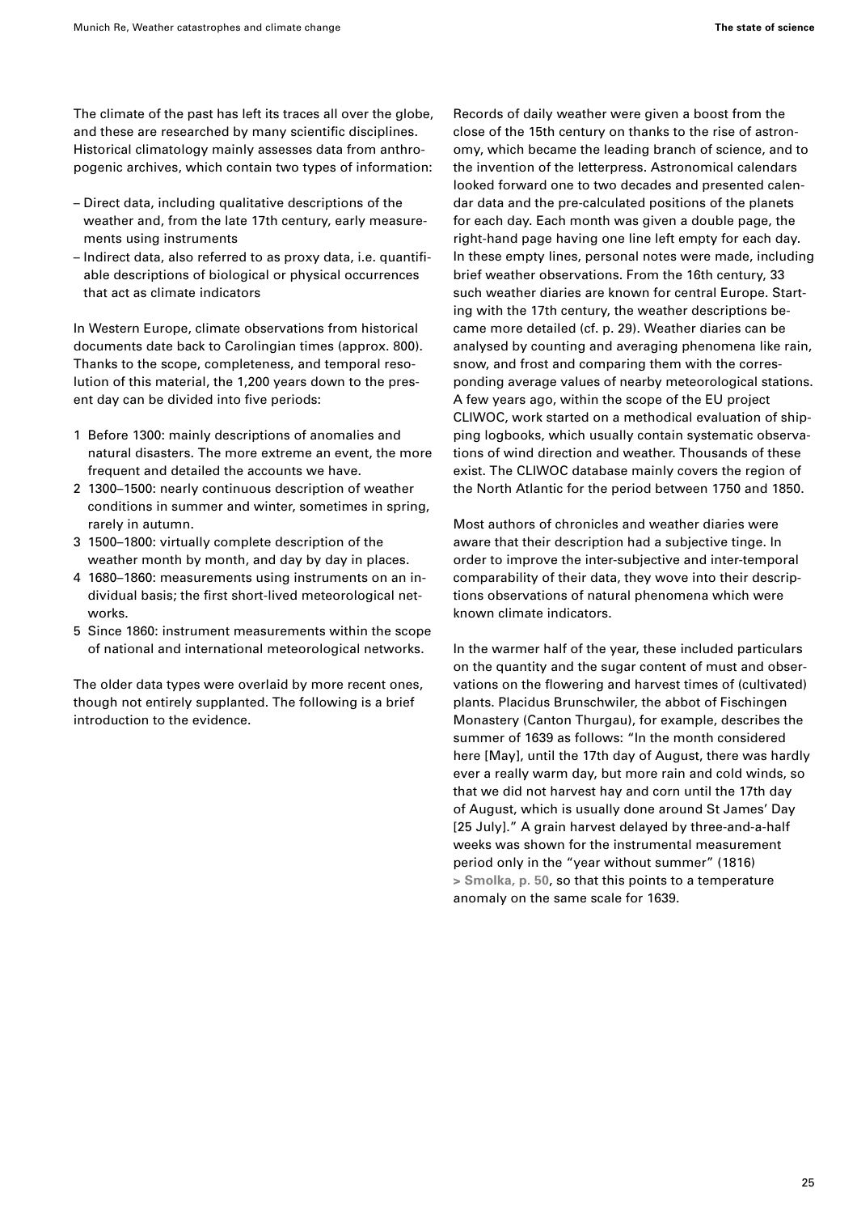The climate of the past has left its traces all over the globe, and these are researched by many scientific disciplines. Historical climatology mainly assesses data from anthropogenic archives, which contain two types of information:

– Direct data, including qualitative descriptions of the weather and, from the late 17th century, early measurements using instruments
– Indirect data, also referred to as proxy data, i.e. quantifiable descriptions of biological or physical occurrences that act as climate indicators

In Western Europe, climate observations from historical documents date back to Carolingian times (approx. 800). Thanks to the scope, completeness, and temporal resolution of this material, the 1,200 years down to the present day can be divided into five periods:

1. Before 1300: mainly descriptions of anomalies and natural disasters. The more extreme an event, the more frequent and detailed the accounts we have.
2. 1300–1500: nearly continuous description of weather conditions in summer and winter, sometimes in spring, rarely in autumn.
3. 1500–1800: virtually complete description of the weather month by month, and day by day in places.
4. 1680–1860: measurements using instruments on an individual basis; the first short-lived meteorological networks.
5. Since 1860: instrument measurements within the scope of national and international meteorological networks.

The older data types were overlaid by more recent ones, though not entirely supplanted. The following is a brief introduction to the evidence.

Records of daily weather were given a boost from the close of the 15th century on thanks to the rise of astronomy, which became the leading branch of science, and to the invention of the letterpress. Astronomical calendars looked forward one to two decades and presented calendar data and the pre-calculated positions of the planets for each day. Each month was given a double page, the right-hand page having one line left empty for each day. In these empty lines, personal notes were made, including brief weather observations. From the 16th century, 33 such weather diaries are known for central Europe. Starting with the 17th century, the weather descriptions became more detailed (cf. p. 29). Weather diaries can be analysed by counting and averaging phenomena like rain, snow, and frost and comparing them with the corresponding average values of nearby meteorological stations. A few years ago, within the scope of the EU project CLIWOC, work started on a methodical evaluation of shipping logbooks, which usually contain systematic observations of wind direction and weather. Thousands of these exist. The CLIWOC database mainly covers the region of the North Atlantic for the period between 1750 and 1850.

Most authors of chronicles and weather diaries were aware that their description had a subjective tinge. In order to improve the inter-subjective and inter-temporal comparability of their data, they wove into their descriptions observations of natural phenomena which were known climate indicators.

In the warmer half of the year, these included particulars on the quantity and the sugar content of must and observations on the flowering and harvest times of (cultivated) plants. Placidus Brunschwiler, the abbot of Fischingen Monastery (Canton Thurgau), for example, describes the summer of 1639 as follows: "In the month considered here [May], until the 17th day of August, there was hardly ever a really warm day, but more rain and cold winds, so that we did not harvest hay and corn until the 17th day of August, which is usually done around St James' Day [25 July]." A grain harvest delayed by three-and-a-half weeks was shown for the instrumental measurement period only in the "year without summer" (1816) **> Smolka, p. 50**, so that this points to a temperature anomaly on the same scale for 1639.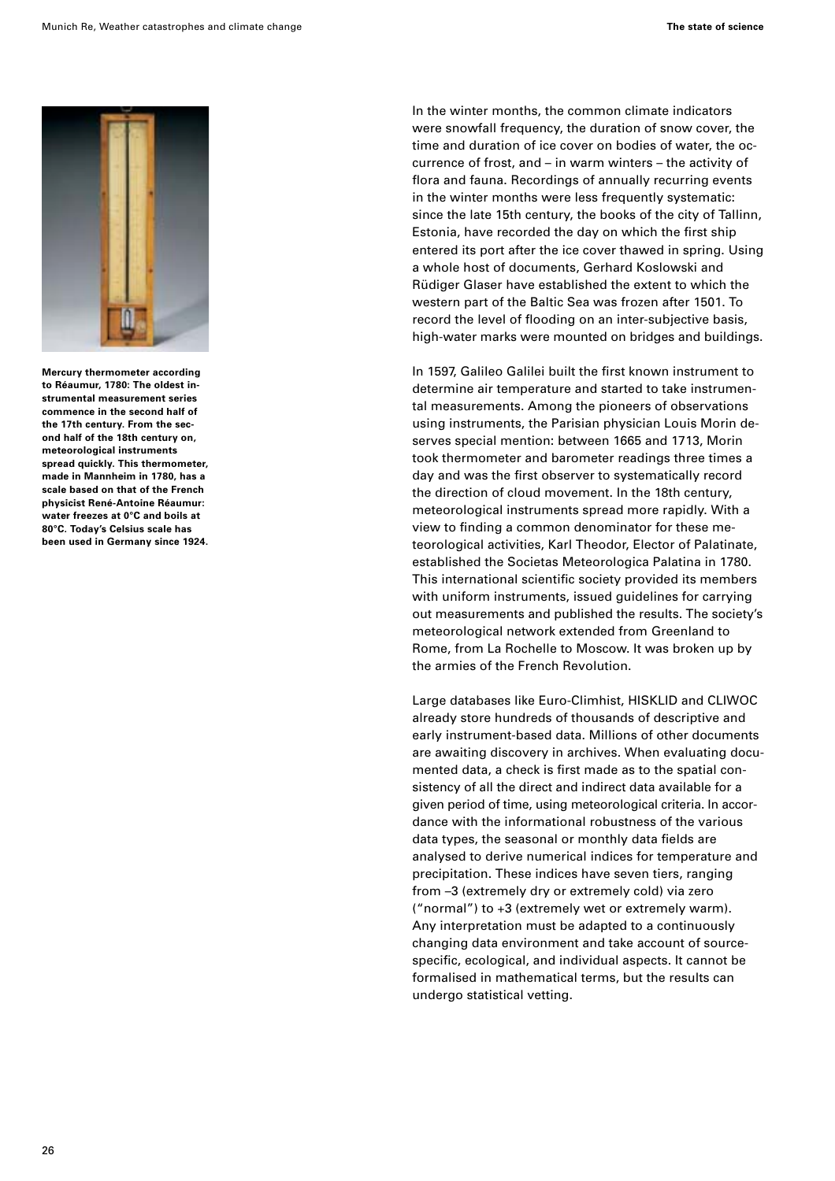**Mercury thermometer according to Réaumur, 1780: The oldest instrumental measurement series commence in the second half of the 17th century. From the second half of the 18th century on, meteorological instruments spread quickly. This thermometer, made in Mannheim in 1780, has a scale based on that of the French physicist René-Antoine Réaumur: water freezes at 0°C and boils at 80°C. Today's Celsius scale has been used in Germany since 1924.**

In the winter months, the common climate indicators were snowfall frequency, the duration of snow cover, the time and duration of ice cover on bodies of water, the occurrence of frost, and – in warm winters – the activity of flora and fauna. Recordings of annually recurring events in the winter months were less frequently systematic: since the late 15th century, the books of the city of Tallinn, Estonia, have recorded the day on which the first ship entered its port after the ice cover thawed in spring. Using a whole host of documents, Gerhard Koslowski and Rüdiger Glaser have established the extent to which the western part of the Baltic Sea was frozen after 1501. To record the level of flooding on an inter-subjective basis, high-water marks were mounted on bridges and buildings.

In 1597, Galileo Galilei built the first known instrument to determine air temperature and started to take instrumental measurements. Among the pioneers of observations using instruments, the Parisian physician Louis Morin deserves special mention: between 1665 and 1713, Morin took thermometer and barometer readings three times a day and was the first observer to systematically record the direction of cloud movement. In the 18th century, meteorological instruments spread more rapidly. With a view to finding a common denominator for these meteorological activities, Karl Theodor, Elector of Palatinate, established the Societas Meteorologica Palatina in 1780. This international scientific society provided its members with uniform instruments, issued guidelines for carrying out measurements and published the results. The society's meteorological network extended from Greenland to Rome, from La Rochelle to Moscow. It was broken up by the armies of the French Revolution.

Large databases like Euro-Climhist, HISKLID and CLIWOC already store hundreds of thousands of descriptive and early instrument-based data. Millions of other documents are awaiting discovery in archives. When evaluating documented data, a check is first made as to the spatial consistency of all the direct and indirect data available for a given period of time, using meteorological criteria. In accordance with the informational robustness of the various data types, the seasonal or monthly data fields are analysed to derive numerical indices for temperature and precipitation. These indices have seven tiers, ranging from –3 (extremely dry or extremely cold) via zero ("normal") to +3 (extremely wet or extremely warm). Any interpretation must be adapted to a continuously changing data environment and take account of source-specific, ecological, and individual aspects. It cannot be formalised in mathematical terms, but the results can undergo statistical vetting.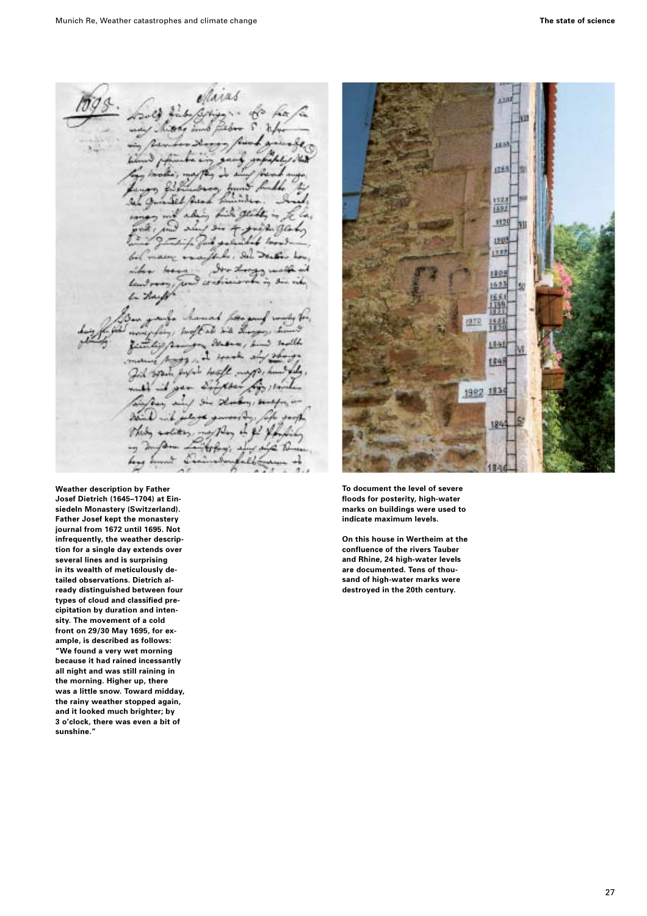Weather description by Father Josef Dietrich (1645–1704) at Einsiedeln Monastery (Switzerland). Father Josef kept the monastery journal from 1672 until 1695. Not infrequently, the weather description for a single day extends over several lines and is surprising in its wealth of meticulously detailed observations. Dietrich already distinguished between four types of cloud and classified precipitation by duration and intensity. The movement of a cold front on 29/30 May 1695, for example, is described as follows: "We found a very wet morning because it had rained incessantly all night and was still raining in the morning. Higher up, there was a little snow. Toward midday, the rainy weather stopped again, and it looked much brighter; by 3 o'clock, there was even a bit of sunshine."

To document the level of severe floods for posterity, high-water marks on buildings were used to indicate maximum levels.

On this house in Wertheim at the confluence of the rivers Tauber and Rhine, 24 high-water levels are documented. Tens of thousand of high-water marks were destroyed in the 20th century.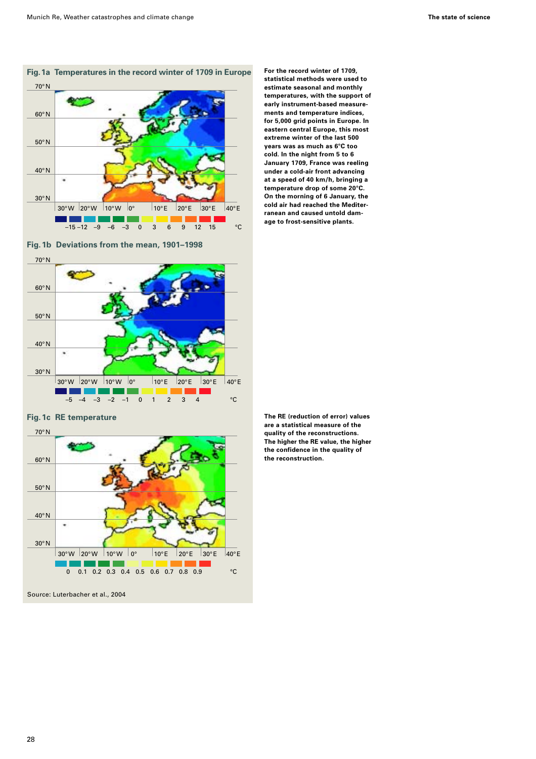**Fig. 1a Temperatures in the record winter of 1709 in Europe**

**Fig. 1b Deviations from the mean, 1901–1998**

**Fig. 1c RE temperature**

Source: Luterbacher et al., 2004

**For the record winter of 1709, statistical methods were used to estimate seasonal and monthly temperatures, with the support of early instrument-based measurements and temperature indices, for 5,000 grid points in Europe. In eastern central Europe, this most extreme winter of the last 500 years was as much as 6°C too cold. In the night from 5 to 6 January 1709, France was reeling under a cold-air front advancing at a speed of 40 km/h, bringing a temperature drop of some 20°C. On the morning of 6 January, the cold air had reached the Mediterranean and caused untold damage to frost-sensitive plants.**

**The RE (reduction of error) values are a statistical measure of the quality of the reconstructions. The higher the RE value, the higher the confidence in the quality of the reconstruction.**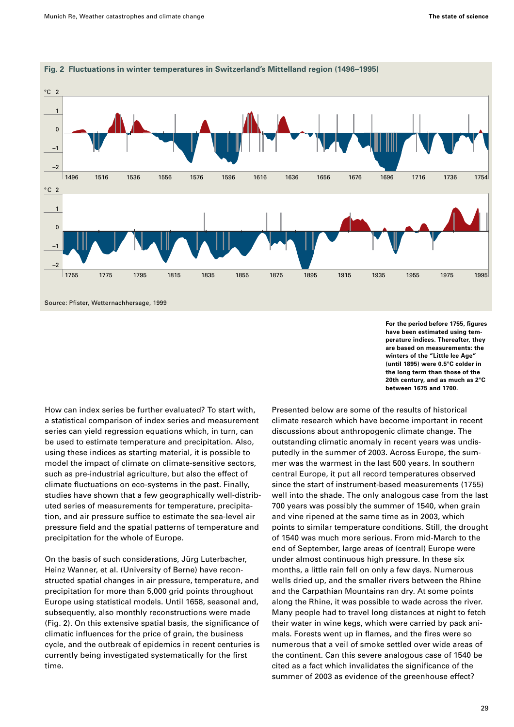**Fig. 2 Fluctuations in winter temperatures in Switzerland's Mittelland region (1496–1995)**

Source: Pfister, Wetternachhersage, 1999

**For the period before 1755, figures have been estimated using temperature indices. Thereafter, they are based on measurements: the winters of the "Little Ice Age" (until 1895) were 0.5°C colder in the long term than those of the 20th century, and as much as 2°C between 1675 and 1700.**

How can index series be further evaluated? To start with, a statistical comparison of index series and measurement series can yield regression equations which, in turn, can be used to estimate temperature and precipitation. Also, using these indices as starting material, it is possible to model the impact of climate on climate-sensitive sectors, such as pre-industrial agriculture, but also the effect of climate fluctuations on eco-systems in the past. Finally, studies have shown that a few geographically well-distributed series of measurements for temperature, precipitation, and air pressure suffice to estimate the sea-level air pressure field and the spatial patterns of temperature and precipitation for the whole of Europe.

On the basis of such considerations, Jürg Luterbacher, Heinz Wanner, et al. (University of Berne) have reconstructed spatial changes in air pressure, temperature, and precipitation for more than 5,000 grid points throughout Europe using statistical models. Until 1658, seasonal and, subsequently, also monthly reconstructions were made (Fig. 2). On this extensive spatial basis, the significance of climatic influences for the price of grain, the business cycle, and the outbreak of epidemics in recent centuries is currently being investigated systematically for the first time.

Presented below are some of the results of historical climate research which have become important in recent discussions about anthropogenic climate change. The outstanding climatic anomaly in recent years was undisputedly in the summer of 2003. Across Europe, the summer was the warmest in the last 500 years. In southern central Europe, it put all record temperatures observed since the start of instrument-based measurements (1755) well into the shade. The only analogous case from the last 700 years was possibly the summer of 1540, when grain and vine ripened at the same time as in 2003, which points to similar temperature conditions. Still, the drought of 1540 was much more serious. From mid-March to the end of September, large areas of (central) Europe were under almost continuous high pressure. In these six months, a little rain fell on only a few days. Numerous wells dried up, and the smaller rivers between the Rhine and the Carpathian Mountains ran dry. At some points along the Rhine, it was possible to wade across the river. Many people had to travel long distances at night to fetch their water in wine kegs, which were carried by pack animals. Forests went up in flames, and the fires were so numerous that a veil of smoke settled over wide areas of the continent. Can this severe analogous case of 1540 be cited as a fact which invalidates the significance of the summer of 2003 as evidence of the greenhouse effect?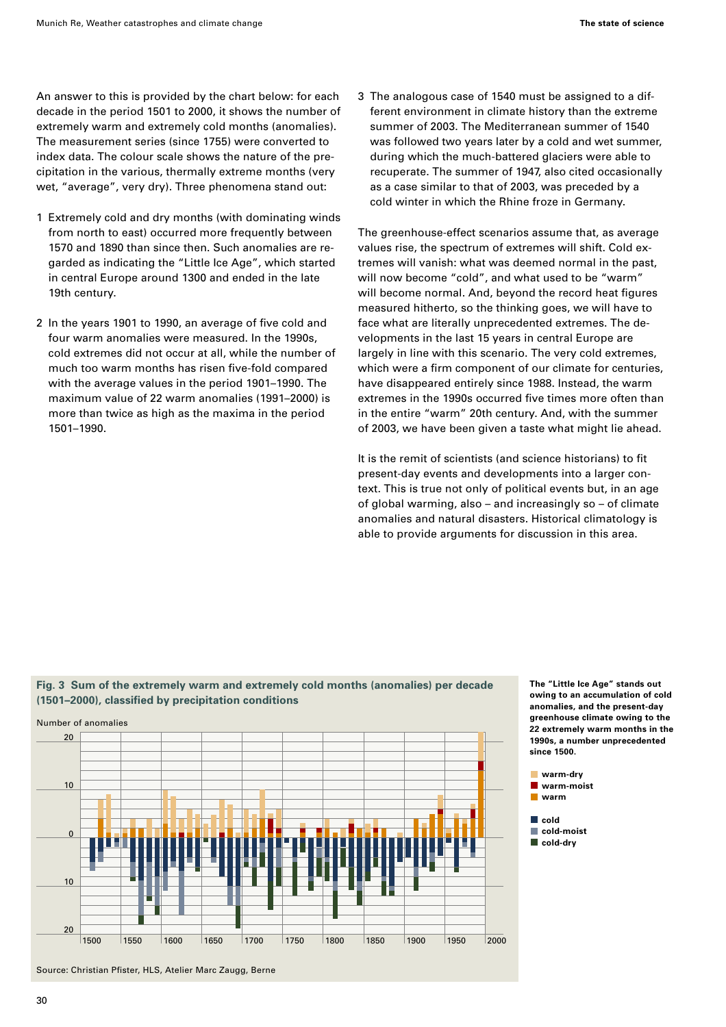An answer to this is provided by the chart below: for each decade in the period 1501 to 2000, it shows the number of extremely warm and extremely cold months (anomalies). The measurement series (since 1755) were converted to index data. The colour scale shows the nature of the precipitation in the various, thermally extreme months (very wet, "average", very dry). Three phenomena stand out:

1. Extremely cold and dry months (with dominating winds from north to east) occurred more frequently between 1570 and 1890 than since then. Such anomalies are regarded as indicating the "Little Ice Age", which started in central Europe around 1300 and ended in the late 19th century.

2. In the years 1901 to 1990, an average of five cold and four warm anomalies were measured. In the 1990s, cold extremes did not occur at all, while the number of much too warm months has risen five-fold compared with the average values in the period 1901–1990. The maximum value of 22 warm anomalies (1991–2000) is more than twice as high as the maxima in the period 1501–1990.

3. The analogous case of 1540 must be assigned to a different environment in climate history than the extreme summer of 2003. The Mediterranean summer of 1540 was followed two years later by a cold and wet summer, during which the much-battered glaciers were able to recuperate. The summer of 1947, also cited occasionally as a case similar to that of 2003, was preceded by a cold winter in which the Rhine froze in Germany.

The greenhouse-effect scenarios assume that, as average values rise, the spectrum of extremes will shift. Cold extremes will vanish: what was deemed normal in the past, will now become "cold", and what used to be "warm" will become normal. And, beyond the record heat figures measured hitherto, so the thinking goes, we will have to face what are literally unprecedented extremes. The developments in the last 15 years in central Europe are largely in line with this scenario. The very cold extremes, which were a firm component of our climate for centuries, have disappeared entirely since 1988. Instead, the warm extremes in the 1990s occurred five times more often than in the entire "warm" 20th century. And, with the summer of 2003, we have been given a taste what might lie ahead.

It is the remit of scientists (and science historians) to fit present-day events and developments into a larger context. This is true not only of political events but, in an age of global warming, also – and increasingly so – of climate anomalies and natural disasters. Historical climatology is able to provide arguments for discussion in this area.

**Fig. 3 Sum of the extremely warm and extremely cold months (anomalies) per decade (1501–2000), classified by precipitation conditions**

Number of anomalies

Legend: warm-dry, warm-moist, warm; cold, cold-moist, cold-dry

Source: Christian Pfister, HLS, Atelier Marc Zaugg, Berne

**The "Little Ice Age" stands out owing to an accumulation of cold anomalies, and the present-day greenhouse climate owing to the 22 extremely warm months in the 1990s, a number unprecedented since 1500.**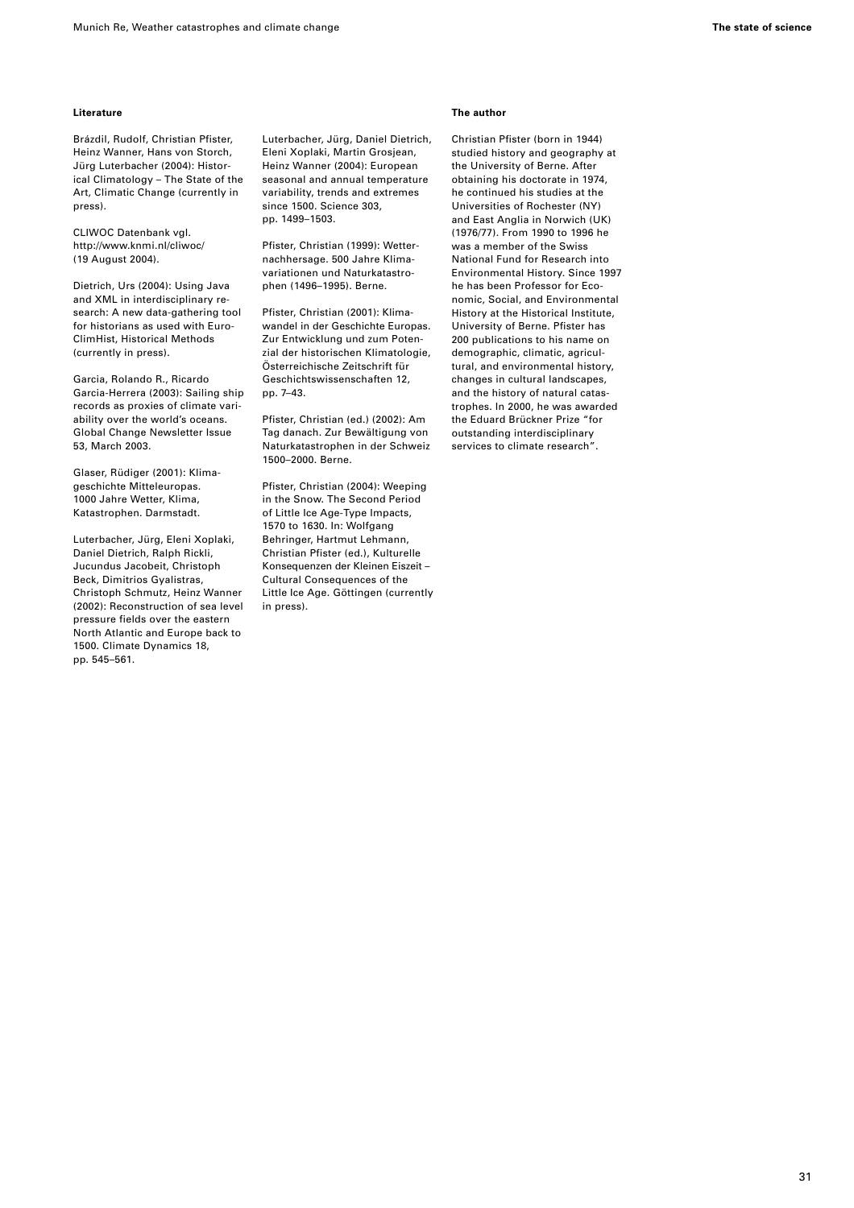### Literature

Brázdil, Rudolf, Christian Pfister, Heinz Wanner, Hans von Storch, Jürg Luterbacher (2004): Historical Climatology – The State of the Art, Climatic Change (currently in press).

CLIWOC Datenbank vgl. http://www.knmi.nl/cliwoc/ (19 August 2004).

Dietrich, Urs (2004): Using Java and XML in interdisciplinary research: A new data-gathering tool for historians as used with Euro-ClimHist, Historical Methods (currently in press).

Garcia, Rolando R., Ricardo Garcia-Herrera (2003): Sailing ship records as proxies of climate variability over the world's oceans. Global Change Newsletter Issue 53, March 2003.

Glaser, Rüdiger (2001): Klimageschichte Mitteleuropas. 1000 Jahre Wetter, Klima, Katastrophen. Darmstadt.

Luterbacher, Jürg, Eleni Xoplaki, Daniel Dietrich, Ralph Rickli, Jucundus Jacobeit, Christoph Beck, Dimitrios Gyalistras, Christoph Schmutz, Heinz Wanner (2002): Reconstruction of sea level pressure fields over the eastern North Atlantic and Europe back to 1500. Climate Dynamics 18, pp. 545–561.

Luterbacher, Jürg, Daniel Dietrich, Eleni Xoplaki, Martin Grosjean, Heinz Wanner (2004): European seasonal and annual temperature variability, trends and extremes since 1500. Science 303, pp. 1499–1503.

Pfister, Christian (1999): Wetternachhersage. 500 Jahre Klimavariationen und Naturkatastrophen (1496–1995). Berne.

Pfister, Christian (2001): Klimawandel in der Geschichte Europas. Zur Entwicklung und zum Potenzial der historischen Klimatologie, Österreichische Zeitschrift für Geschichtswissenschaften 12, pp. 7–43.

Pfister, Christian (ed.) (2002): Am Tag danach. Zur Bewältigung von Naturkatastrophen in der Schweiz 1500–2000. Berne.

Pfister, Christian (2004): Weeping in the Snow. The Second Period of Little Ice Age-Type Impacts, 1570 to 1630. In: Wolfgang Behringer, Hartmut Lehmann, Christian Pfister (ed.), Kulturelle Konsequenzen der Kleinen Eiszeit – Cultural Consequences of the Little Ice Age. Göttingen (currently in press).

### The author

Christian Pfister (born in 1944) studied history and geography at the University of Berne. After obtaining his doctorate in 1974, he continued his studies at the Universities of Rochester (NY) and East Anglia in Norwich (UK) (1976/77). From 1990 to 1996 he was a member of the Swiss National Fund for Research into Environmental History. Since 1997 he has been Professor for Economic, Social, and Environmental History at the Historical Institute, University of Berne. Pfister has 200 publications to his name on demographic, climatic, agricultural, and environmental history, changes in cultural landscapes, and the history of natural catastrophes. In 2000, he was awarded the Eduard Brückner Prize "for outstanding interdisciplinary services to climate research".